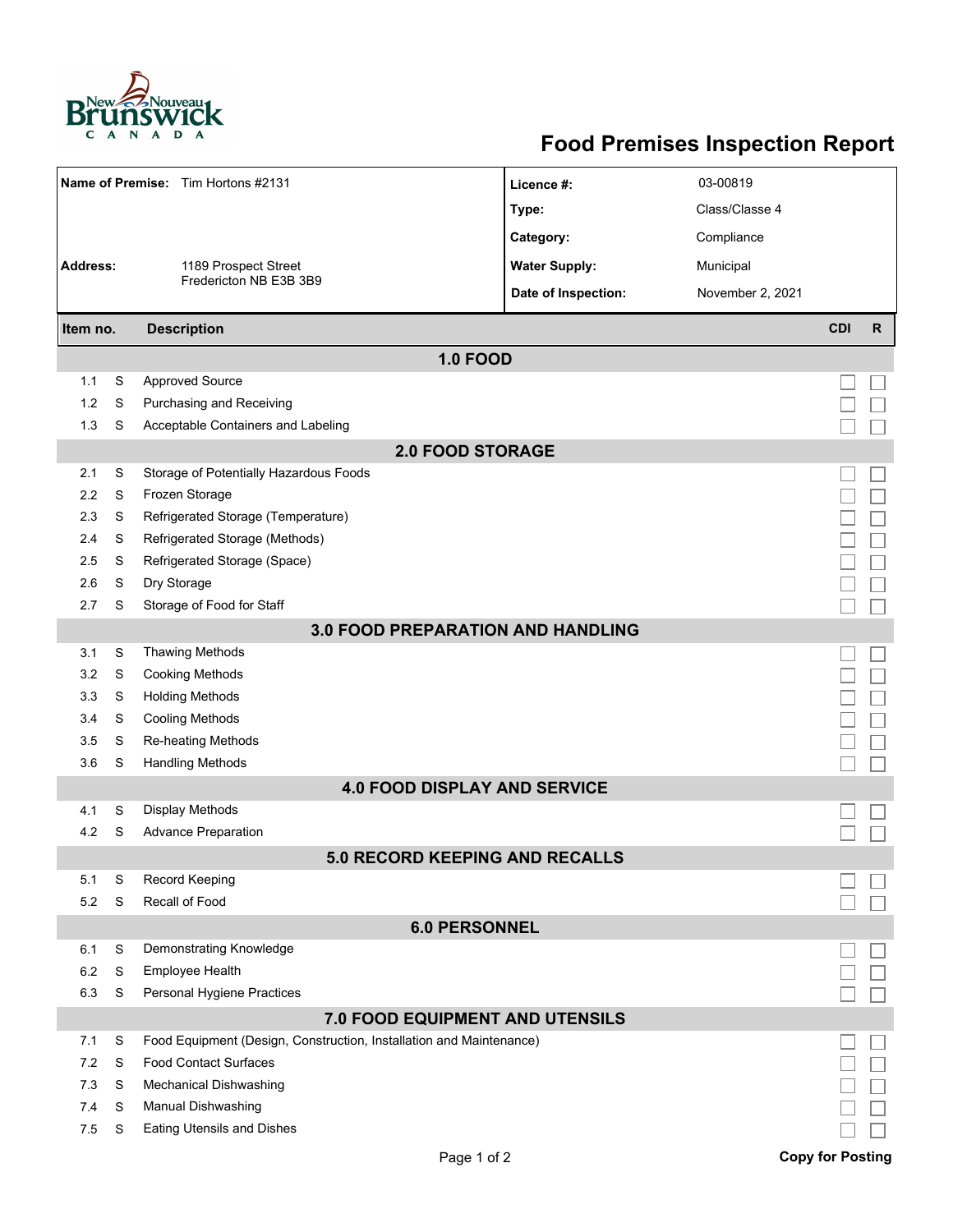# Food Premises Inspection Report

| | | | |
|---|---|---|---|
| **Name of Premise:** | Tim Hortons #2131 | **Licence #:** | 03-00819 |
| | | **Type:** | Class/Classe 4 |
| | | **Category:** | Compliance |
| **Address:** | 1189 Prospect Street<br>Fredericton NB E3B 3B9 | **Water Supply:** | Municipal |
| | | **Date of Inspection:** | November 2, 2021 |

| Item no. | | Description | CDI | R |
|---|---|---|---|---|
| | | **1.0 FOOD** | | |
| 1.1 | S | Approved Source | ☐ | ☐ |
| 1.2 | S | Purchasing and Receiving | ☐ | ☐ |
| 1.3 | S | Acceptable Containers and Labeling | ☐ | ☐ |
| | | **2.0 FOOD STORAGE** | | |
| 2.1 | S | Storage of Potentially Hazardous Foods | ☐ | ☐ |
| 2.2 | S | Frozen Storage | ☐ | ☐ |
| 2.3 | S | Refrigerated Storage (Temperature) | ☐ | ☐ |
| 2.4 | S | Refrigerated Storage (Methods) | ☐ | ☐ |
| 2.5 | S | Refrigerated Storage (Space) | ☐ | ☐ |
| 2.6 | S | Dry Storage | ☐ | ☐ |
| 2.7 | S | Storage of Food for Staff | ☐ | ☐ |
| | | **3.0 FOOD PREPARATION AND HANDLING** | | |
| 3.1 | S | Thawing Methods | ☐ | ☐ |
| 3.2 | S | Cooking Methods | ☐ | ☐ |
| 3.3 | S | Holding Methods | ☐ | ☐ |
| 3.4 | S | Cooling Methods | ☐ | ☐ |
| 3.5 | S | Re-heating Methods | ☐ | ☐ |
| 3.6 | S | Handling Methods | ☐ | ☐ |
| | | **4.0 FOOD DISPLAY AND SERVICE** | | |
| 4.1 | S | Display Methods | ☐ | ☐ |
| 4.2 | S | Advance Preparation | ☐ | ☐ |
| | | **5.0 RECORD KEEPING AND RECALLS** | | |
| 5.1 | S | Record Keeping | ☐ | ☐ |
| 5.2 | S | Recall of Food | ☐ | ☐ |
| | | **6.0 PERSONNEL** | | |
| 6.1 | S | Demonstrating Knowledge | ☐ | ☐ |
| 6.2 | S | Employee Health | ☐ | ☐ |
| 6.3 | S | Personal Hygiene Practices | ☐ | ☐ |
| | | **7.0 FOOD EQUIPMENT AND UTENSILS** | | |
| 7.1 | S | Food Equipment (Design, Construction, Installation and Maintenance) | ☐ | ☐ |
| 7.2 | S | Food Contact Surfaces | ☐ | ☐ |
| 7.3 | S | Mechanical Dishwashing | ☐ | ☐ |
| 7.4 | S | Manual Dishwashing | ☐ | ☐ |
| 7.5 | S | Eating Utensils and Dishes | ☐ | ☐ |

**Copy for Posting**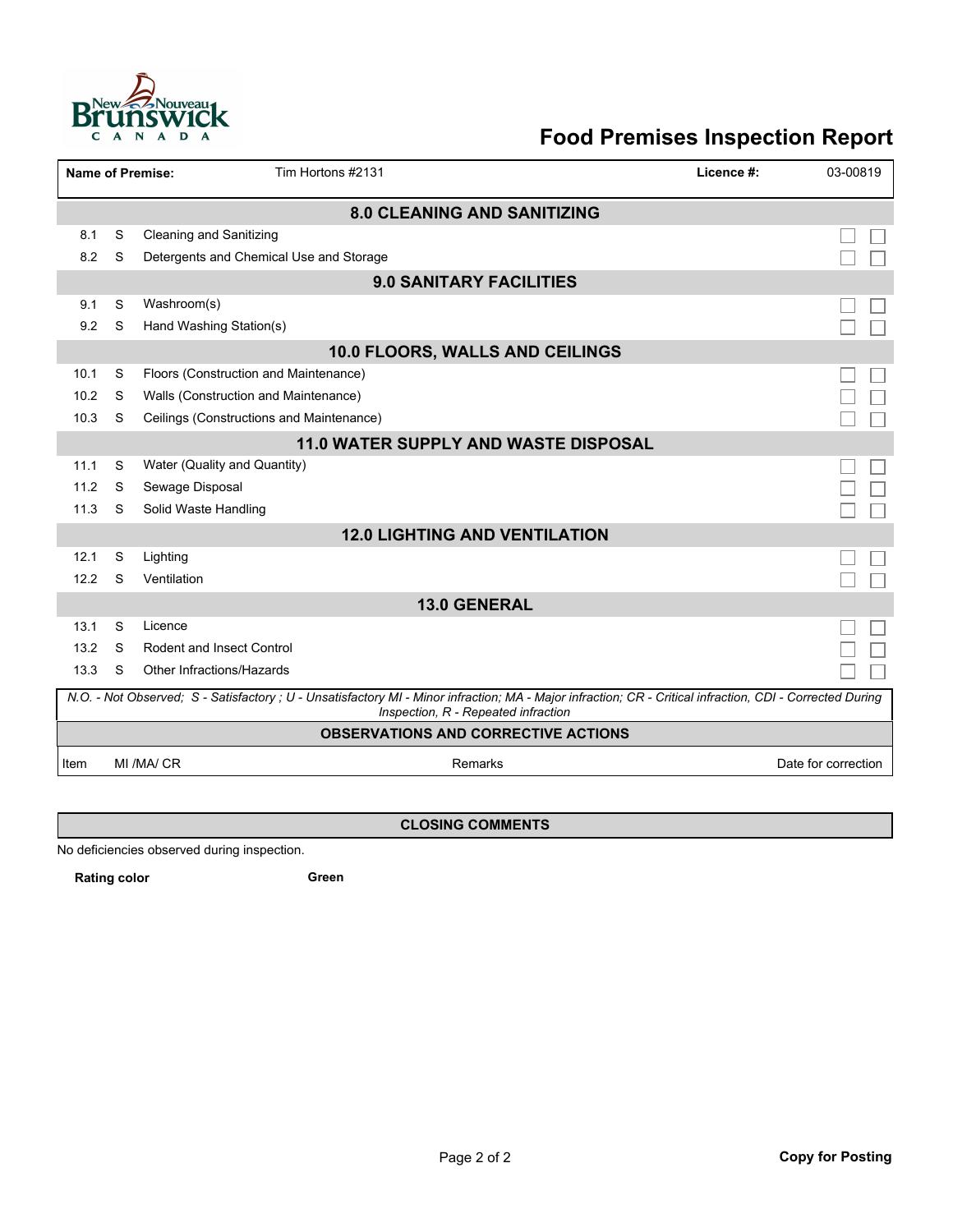# Food Premises Inspection Report

| **Name of Premise:** | Tim Hortons #2131 | **Licence #:** | 03-00819 |
|---|---|---|---|

## 8.0 CLEANING AND SANITIZING

| | | | | |
|---|---|---|---|---|
| 8.1 | S | Cleaning and Sanitizing | ☐ | ☐ |
| 8.2 | S | Detergents and Chemical Use and Storage | ☐ | ☐ |

## 9.0 SANITARY FACILITIES

| | | | | |
|---|---|---|---|---|
| 9.1 | S | Washroom(s) | ☐ | ☐ |
| 9.2 | S | Hand Washing Station(s) | ☐ | ☐ |

## 10.0 FLOORS, WALLS AND CEILINGS

| | | | | |
|---|---|---|---|---|
| 10.1 | S | Floors (Construction and Maintenance) | ☐ | ☐ |
| 10.2 | S | Walls (Construction and Maintenance) | ☐ | ☐ |
| 10.3 | S | Ceilings (Constructions and Maintenance) | ☐ | ☐ |

## 11.0 WATER SUPPLY AND WASTE DISPOSAL

| | | | | |
|---|---|---|---|---|
| 11.1 | S | Water (Quality and Quantity) | ☐ | ☐ |
| 11.2 | S | Sewage Disposal | ☐ | ☐ |
| 11.3 | S | Solid Waste Handling | ☐ | ☐ |

## 12.0 LIGHTING AND VENTILATION

| | | | | |
|---|---|---|---|---|
| 12.1 | S | Lighting | ☐ | ☐ |
| 12.2 | S | Ventilation | ☐ | ☐ |

## 13.0 GENERAL

| | | | | |
|---|---|---|---|---|
| 13.1 | S | Licence | ☐ | ☐ |
| 13.2 | S | Rodent and Insect Control | ☐ | ☐ |
| 13.3 | S | Other Infractions/Hazards | ☐ | ☐ |

*N.O. - Not Observed; S - Satisfactory ; U - Unsatisfactory MI - Minor infraction; MA - Major infraction; CR - Critical infraction, CDI - Corrected During Inspection, R - Repeated infraction*

## OBSERVATIONS AND CORRECTIVE ACTIONS

| Item | MI /MA/ CR | Remarks | Date for correction |
|---|---|---|---|

## CLOSING COMMENTS

No deficiencies observed during inspection.

**Rating color** **Green**

**Copy for Posting**